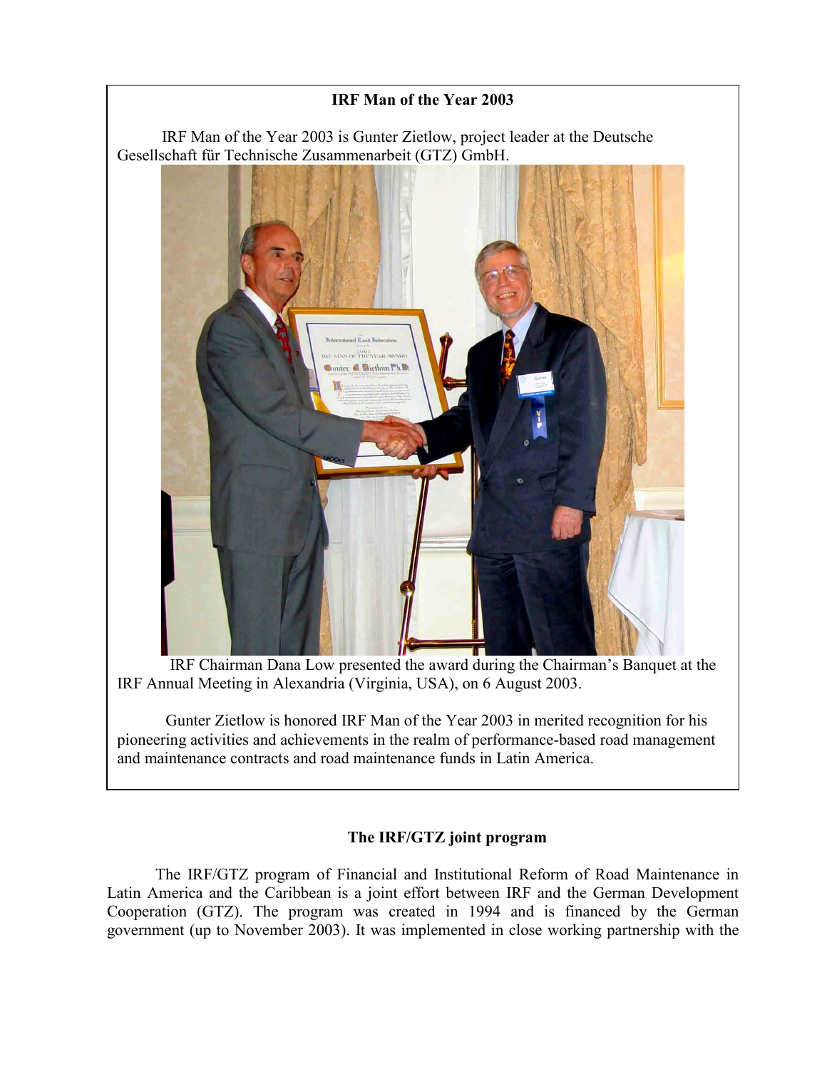**IRF Man of the Year 2003**

IRF Man of the Year 2003 is Gunter Zietlow, project leader at the Deutsche Gesellschaft für Technische Zusammenarbeit (GTZ) GmbH.

IRF Chairman Dana Low presented the award during the Chairman's Banquet at the IRF Annual Meeting in Alexandria (Virginia, USA), on 6 August 2003.

Gunter Zietlow is honored IRF Man of the Year 2003 in merited recognition for his pioneering activities and achievements in the realm of performance-based road management and maintenance contracts and road maintenance funds in Latin America.

## The IRF/GTZ joint program

The IRF/GTZ program of Financial and Institutional Reform of Road Maintenance in Latin America and the Caribbean is a joint effort between IRF and the German Development Cooperation (GTZ). The program was created in 1994 and is financed by the German government (up to November 2003). It was implemented in close working partnership with the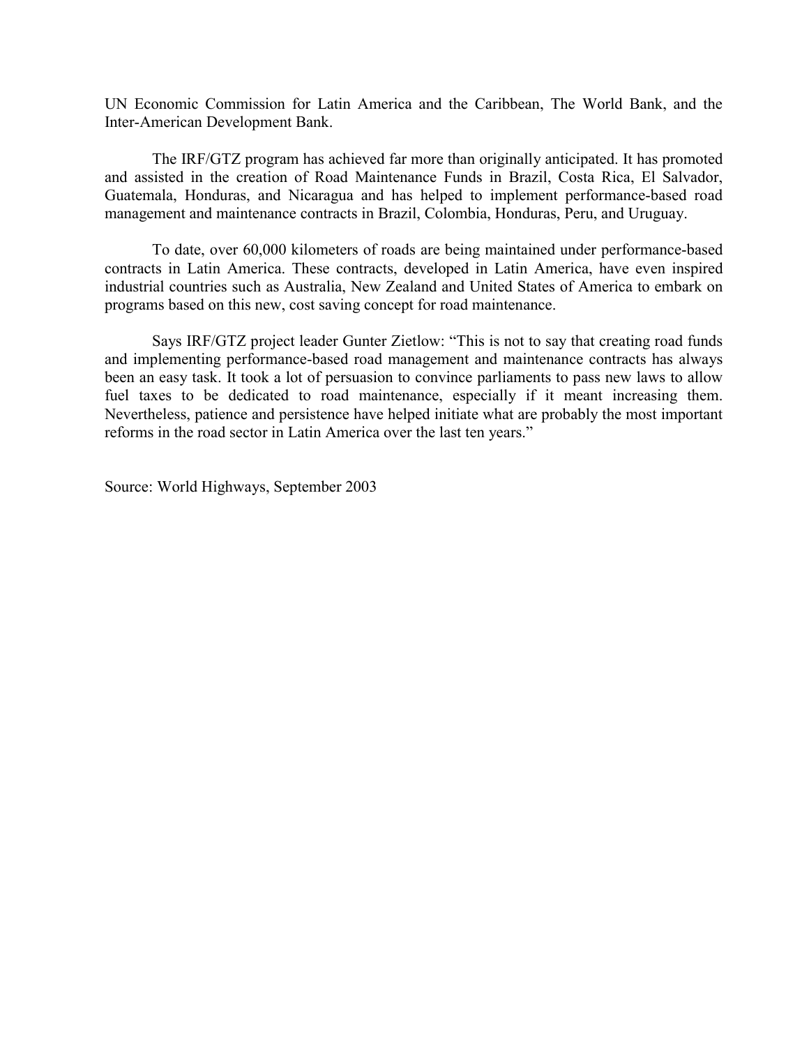UN Economic Commission for Latin America and the Caribbean, The World Bank, and the Inter-American Development Bank.

The IRF/GTZ program has achieved far more than originally anticipated. It has promoted and assisted in the creation of Road Maintenance Funds in Brazil, Costa Rica, El Salvador, Guatemala, Honduras, and Nicaragua and has helped to implement performance-based road management and maintenance contracts in Brazil, Colombia, Honduras, Peru, and Uruguay.

To date, over 60,000 kilometers of roads are being maintained under performance-based contracts in Latin America. These contracts, developed in Latin America, have even inspired industrial countries such as Australia, New Zealand and United States of America to embark on programs based on this new, cost saving concept for road maintenance.

Says IRF/GTZ project leader Gunter Zietlow: "This is not to say that creating road funds and implementing performance-based road management and maintenance contracts has always been an easy task. It took a lot of persuasion to convince parliaments to pass new laws to allow fuel taxes to be dedicated to road maintenance, especially if it meant increasing them. Nevertheless, patience and persistence have helped initiate what are probably the most important reforms in the road sector in Latin America over the last ten years."

Source: World Highways, September 2003